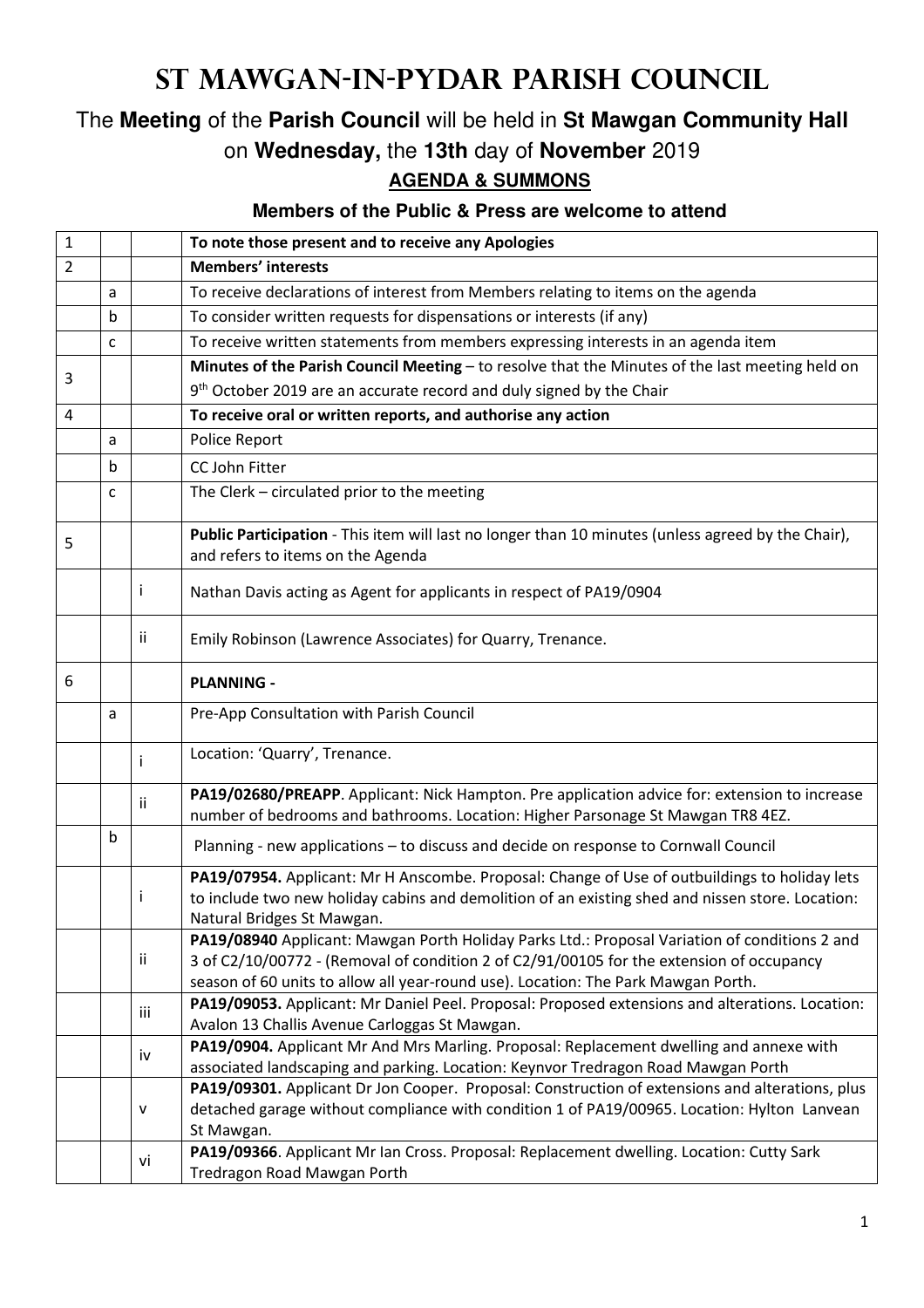# ST MAWGAN-IN-PYDAR PARISH COUNCIL

The **Meeting** of the **Parish Council** will be held in **St Mawgan Community Hall** on **Wednesday,** the **13th** day of **November** 2019

**AGENDA & SUMMONS**

**Members of the Public & Press are welcome to attend**

| | | | |
|---|---|---|---|
| 1 | | | **To note those present and to receive any Apologies** |
| 2 | | | **Members' interests** |
| | a | | To receive declarations of interest from Members relating to items on the agenda |
| | b | | To consider written requests for dispensations or interests (if any) |
| | c | | To receive written statements from members expressing interests in an agenda item |
| 3 | | | **Minutes of the Parish Council Meeting** – to resolve that the Minutes of the last meeting held on 9th October 2019 are an accurate record and duly signed by the Chair |
| 4 | | | **To receive oral or written reports, and authorise any action** |
| | a | | Police Report |
| | b | | CC John Fitter |
| | c | | The Clerk – circulated prior to the meeting |
| 5 | | | **Public Participation** - This item will last no longer than 10 minutes (unless agreed by the Chair), and refers to items on the Agenda |
| | | i | Nathan Davis acting as Agent for applicants in respect of PA19/0904 |
| | | ii | Emily Robinson (Lawrence Associates) for Quarry, Trenance. |
| 6 | | | **PLANNING -** |
| | a | | Pre-App Consultation with Parish Council |
| | | i | Location: 'Quarry', Trenance. |
| | | ii | **PA19/02680/PREAPP**. Applicant: Nick Hampton. Pre application advice for: extension to increase number of bedrooms and bathrooms. Location: Higher Parsonage St Mawgan TR8 4EZ. |
| | b | | Planning - new applications – to discuss and decide on response to Cornwall Council |
| | | i | **PA19/07954.** Applicant: Mr H Anscombe. Proposal: Change of Use of outbuildings to holiday lets to include two new holiday cabins and demolition of an existing shed and nissen store. Location: Natural Bridges St Mawgan. |
| | | ii | **PA19/08940** Applicant: Mawgan Porth Holiday Parks Ltd.: Proposal Variation of conditions 2 and 3 of C2/10/00772 - (Removal of condition 2 of C2/91/00105 for the extension of occupancy season of 60 units to allow all year-round use). Location: The Park Mawgan Porth. |
| | | iii | **PA19/09053.** Applicant: Mr Daniel Peel. Proposal: Proposed extensions and alterations. Location: Avalon 13 Challis Avenue Carloggas St Mawgan. |
| | | iv | **PA19/0904.** Applicant Mr And Mrs Marling. Proposal: Replacement dwelling and annexe with associated landscaping and parking. Location: Keynvor Tredragon Road Mawgan Porth |
| | | v | **PA19/09301.** Applicant Dr Jon Cooper. Proposal: Construction of extensions and alterations, plus detached garage without compliance with condition 1 of PA19/00965. Location: Hylton Lanvean St Mawgan. |
| | | vi | **PA19/09366**. Applicant Mr Ian Cross. Proposal: Replacement dwelling. Location: Cutty Sark Tredragon Road Mawgan Porth |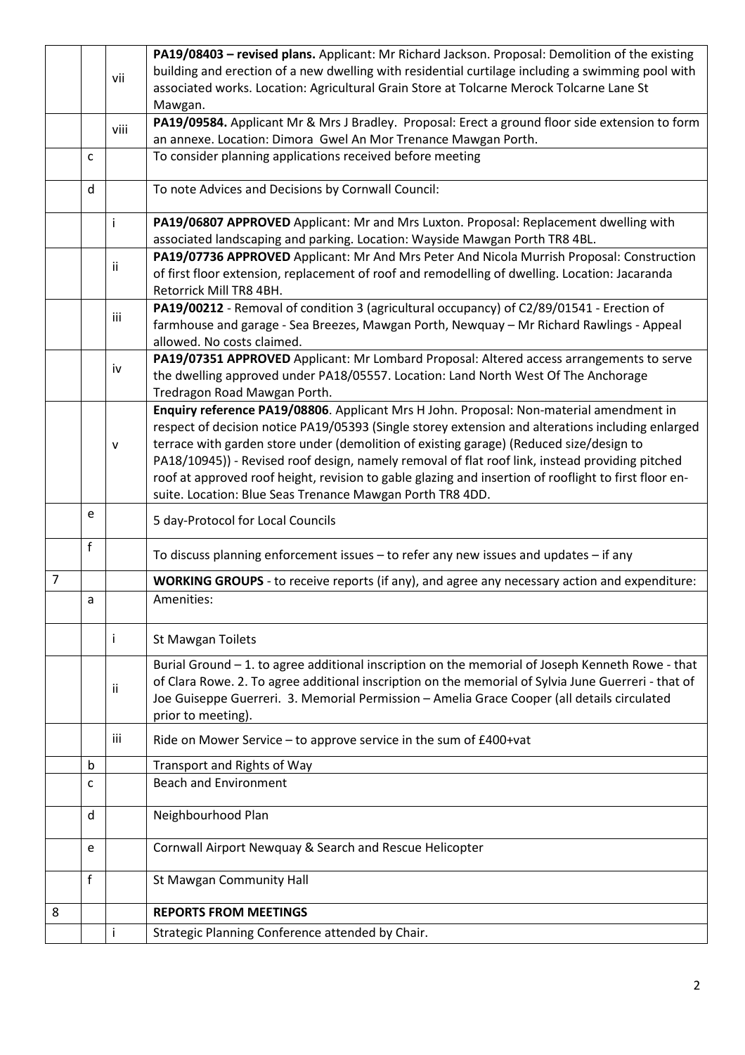| | | | |
|---|---|---|---|
| | | vii | **PA19/08403 – revised plans.** Applicant: Mr Richard Jackson. Proposal: Demolition of the existing building and erection of a new dwelling with residential curtilage including a swimming pool with associated works. Location: Agricultural Grain Store at Tolcarne Merock Tolcarne Lane St Mawgan. |
| | | viii | **PA19/09584.** Applicant Mr & Mrs J Bradley. Proposal: Erect a ground floor side extension to form an annexe. Location: Dimora Gwel An Mor Trenance Mawgan Porth. |
| | c | | To consider planning applications received before meeting |
| | d | | To note Advices and Decisions by Cornwall Council: |
| | | i | **PA19/06807 APPROVED** Applicant: Mr and Mrs Luxton. Proposal: Replacement dwelling with associated landscaping and parking. Location: Wayside Mawgan Porth TR8 4BL. |
| | | ii | **PA19/07736 APPROVED** Applicant: Mr And Mrs Peter And Nicola Murrish Proposal: Construction of first floor extension, replacement of roof and remodelling of dwelling. Location: Jacaranda Retorrick Mill TR8 4BH. |
| | | iii | **PA19/00212** - Removal of condition 3 (agricultural occupancy) of C2/89/01541 - Erection of farmhouse and garage - Sea Breezes, Mawgan Porth, Newquay – Mr Richard Rawlings - Appeal allowed. No costs claimed. |
| | | iv | **PA19/07351 APPROVED** Applicant: Mr Lombard Proposal: Altered access arrangements to serve the dwelling approved under PA18/05557. Location: Land North West Of The Anchorage Tredragon Road Mawgan Porth. |
| | | v | **Enquiry reference PA19/08806**. Applicant Mrs H John. Proposal: Non-material amendment in respect of decision notice PA19/05393 (Single storey extension and alterations including enlarged terrace with garden store under (demolition of existing garage) (Reduced size/design to PA18/10945)) - Revised roof design, namely removal of flat roof link, instead providing pitched roof at approved roof height, revision to gable glazing and insertion of rooflight to first floor en-suite. Location: Blue Seas Trenance Mawgan Porth TR8 4DD. |
| | e | | 5 day-Protocol for Local Councils |
| | f | | To discuss planning enforcement issues – to refer any new issues and updates – if any |
| 7 | | | **WORKING GROUPS** - to receive reports (if any), and agree any necessary action and expenditure: |
| | a | | Amenities: |
| | | i | St Mawgan Toilets |
| | | ii | Burial Ground – 1. to agree additional inscription on the memorial of Joseph Kenneth Rowe - that of Clara Rowe. 2. To agree additional inscription on the memorial of Sylvia June Guerreri - that of Joe Guiseppe Guerreri. 3. Memorial Permission – Amelia Grace Cooper (all details circulated prior to meeting). |
| | | iii | Ride on Mower Service – to approve service in the sum of £400+vat |
| | b | | Transport and Rights of Way |
| | c | | Beach and Environment |
| | d | | Neighbourhood Plan |
| | e | | Cornwall Airport Newquay & Search and Rescue Helicopter |
| | f | | St Mawgan Community Hall |
| 8 | | | **REPORTS FROM MEETINGS** |
| | | i | Strategic Planning Conference attended by Chair. |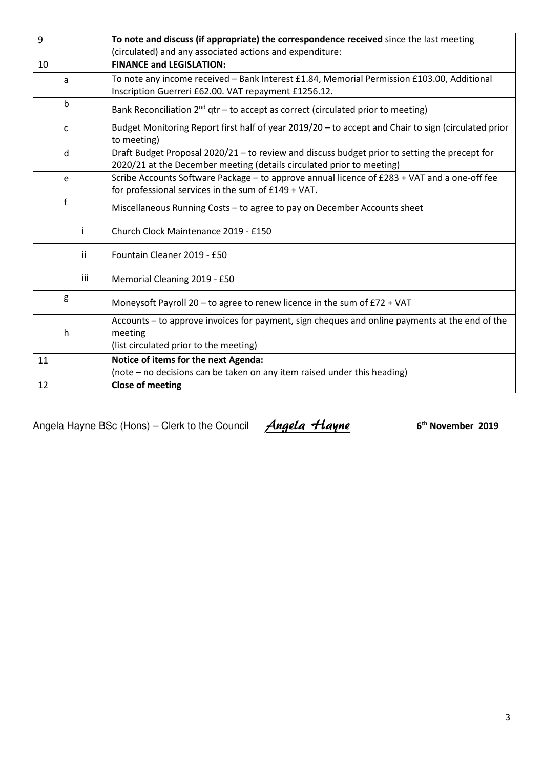| | | | |
|---|---|---|---|
| 9 | | | **To note and discuss (if appropriate) the correspondence received** since the last meeting (circulated) and any associated actions and expenditure: |
| 10 | | | **FINANCE and LEGISLATION:** |
| | a | | To note any income received – Bank Interest £1.84, Memorial Permission £103.00, Additional Inscription Guerreri £62.00. VAT repayment £1256.12. |
| | b | | Bank Reconciliation 2nd qtr – to accept as correct (circulated prior to meeting) |
| | c | | Budget Monitoring Report first half of year 2019/20 – to accept and Chair to sign (circulated prior to meeting) |
| | d | | Draft Budget Proposal 2020/21 – to review and discuss budget prior to setting the precept for 2020/21 at the December meeting (details circulated prior to meeting) |
| | e | | Scribe Accounts Software Package – to approve annual licence of £283 + VAT and a one-off fee for professional services in the sum of £149 + VAT. |
| | f | | Miscellaneous Running Costs – to agree to pay on December Accounts sheet |
| | | i | Church Clock Maintenance 2019 - £150 |
| | | ii | Fountain Cleaner 2019 - £50 |
| | | iii | Memorial Cleaning 2019 - £50 |
| | g | | Moneysoft Payroll 20 – to agree to renew licence in the sum of £72 + VAT |
| | h | | Accounts – to approve invoices for payment, sign cheques and online payments at the end of the meeting (list circulated prior to the meeting) |
| 11 | | | **Notice of items for the next Agenda:** (note – no decisions can be taken on any item raised under this heading) |
| 12 | | | **Close of meeting** |

Angela Hayne BSc (Hons) – Clerk to the Council *Angela Hayne* **6th November 2019**